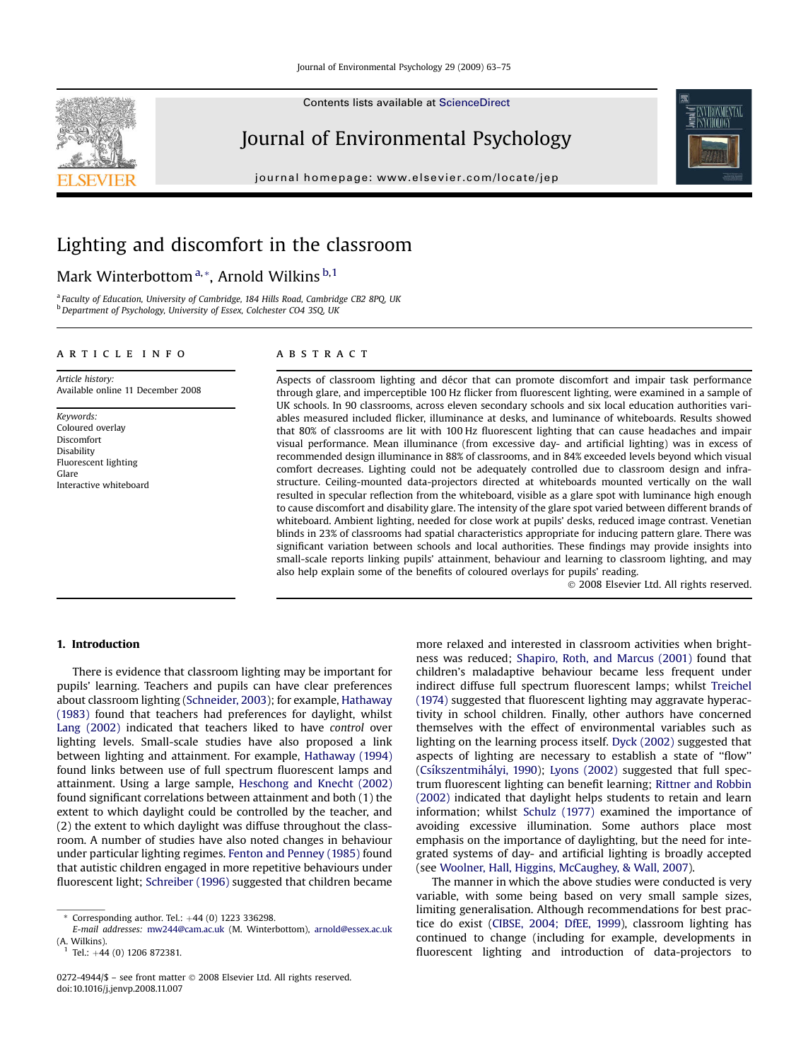# Lighting and discomfort in the classroom

Mark Winterbottom[a,*], Arnold Wilkins[b,1]

[a] Faculty of Education, University of Cambridge, 184 Hills Road, Cambridge CB2 8PQ, UK
[b] Department of Psychology, University of Essex, Colchester CO4 3SQ, UK

## ARTICLE INFO

*Article history:*
Available online 11 December 2008

*Keywords:*
Coloured overlay
Discomfort
Disability
Fluorescent lighting
Glare
Interactive whiteboard

## ABSTRACT

Aspects of classroom lighting and décor that can promote discomfort and impair task performance through glare, and imperceptible 100 Hz flicker from fluorescent lighting, were examined in a sample of UK schools. In 90 classrooms, across eleven secondary schools and six local education authorities variables measured included flicker, illuminance at desks, and luminance of whiteboards. Results showed that 80% of classrooms are lit with 100 Hz fluorescent lighting that can cause headaches and impair visual performance. Mean illuminance (from excessive day- and artificial lighting) was in excess of recommended design illuminance in 88% of classrooms, and in 84% exceeded levels beyond which visual comfort decreases. Lighting could not be adequately controlled due to classroom design and infrastructure. Ceiling-mounted data-projectors directed at whiteboards mounted vertically on the wall resulted in specular reflection from the whiteboard, visible as a glare spot with luminance high enough to cause discomfort and disability glare. The intensity of the glare spot varied between different brands of whiteboard. Ambient lighting, needed for close work at pupils' desks, reduced image contrast. Venetian blinds in 23% of classrooms had spatial characteristics appropriate for inducing pattern glare. There was significant variation between schools and local authorities. These findings may provide insights into small-scale reports linking pupils' attainment, behaviour and learning to classroom lighting, and may also help explain some of the benefits of coloured overlays for pupils' reading.

© 2008 Elsevier Ltd. All rights reserved.

## 1. Introduction

There is evidence that classroom lighting may be important for pupils' learning. Teachers and pupils can have clear preferences about classroom lighting (Schneider, 2003); for example, Hathaway (1983) found that teachers had preferences for daylight, whilst Lang (2002) indicated that teachers liked to have *control* over lighting levels. Small-scale studies have also proposed a link between lighting and attainment. For example, Hathaway (1994) found links between use of full spectrum fluorescent lamps and attainment. Using a large sample, Heschong and Knecht (2002) found significant correlations between attainment and both (1) the extent to which daylight could be controlled by the teacher, and (2) the extent to which daylight was diffuse throughout the classroom. A number of studies have also noted changes in behaviour under particular lighting regimes. Fenton and Penney (1985) found that autistic children engaged in more repetitive behaviours under fluorescent light; Schreiber (1996) suggested that children became more relaxed and interested in classroom activities when brightness was reduced; Shapiro, Roth, and Marcus (2001) found that children's maladaptive behaviour became less frequent under indirect diffuse full spectrum fluorescent lamps; whilst Treichel (1974) suggested that fluorescent lighting may aggravate hyperactivity in school children. Finally, other authors have concerned themselves with the effect of environmental variables such as lighting on the learning process itself. Dyck (2002) suggested that aspects of lighting are necessary to establish a state of "flow" (Csíkszentmihályi, 1990); Lyons (2002) suggested that full spectrum fluorescent lighting can benefit learning; Rittner and Robbin (2002) indicated that daylight helps students to retain and learn information; whilst Schulz (1977) examined the importance of avoiding excessive illumination. Some authors place most emphasis on the importance of daylighting, but the need for integrated systems of day- and artificial lighting is broadly accepted (see Woolner, Hall, Higgins, McCaughey, & Wall, 2007).

The manner in which the above studies were conducted is very variable, with some being based on very small sample sizes, limiting generalisation. Although recommendations for best practice do exist (CIBSE, 2004; DfEE, 1999), classroom lighting has continued to change (including for example, developments in fluorescent lighting and introduction of data-projectors to

\* Corresponding author. Tel.: +44 (0) 1223 336298.
E-mail addresses: mw244@cam.ac.uk (M. Winterbottom), arnold@essex.ac.uk (A. Wilkins).
[1] Tel.: +44 (0) 1206 872381.

0272-4944/$ – see front matter © 2008 Elsevier Ltd. All rights reserved.
doi:10.1016/j.jenvp.2008.11.007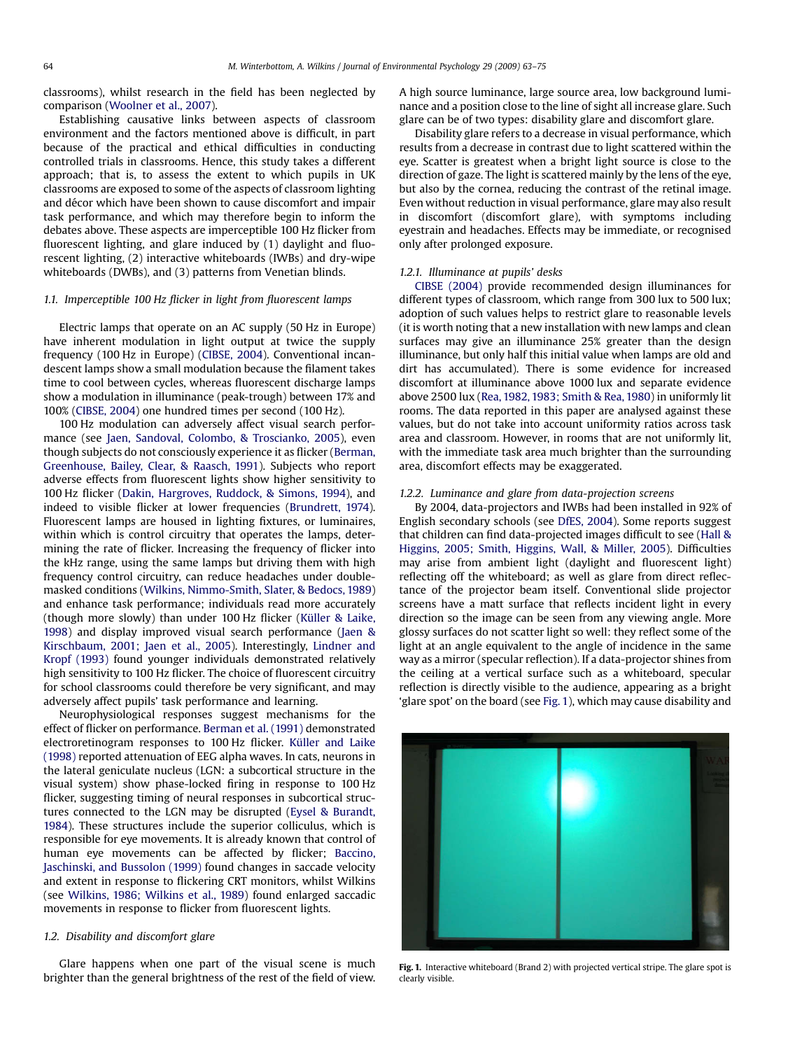classrooms), whilst research in the field has been neglected by comparison (Woolner et al., 2007).

Establishing causative links between aspects of classroom environment and the factors mentioned above is difficult, in part because of the practical and ethical difficulties in conducting controlled trials in classrooms. Hence, this study takes a different approach; that is, to assess the extent to which pupils in UK classrooms are exposed to some of the aspects of classroom lighting and décor which have been shown to cause discomfort and impair task performance, and which may therefore begin to inform the debates above. These aspects are imperceptible 100 Hz flicker from fluorescent lighting, and glare induced by (1) daylight and fluorescent lighting, (2) interactive whiteboards (IWBs) and dry-wipe whiteboards (DWBs), and (3) patterns from Venetian blinds.

### 1.1. Imperceptible 100 Hz flicker in light from fluorescent lamps

Electric lamps that operate on an AC supply (50 Hz in Europe) have inherent modulation in light output at twice the supply frequency (100 Hz in Europe) (CIBSE, 2004). Conventional incandescent lamps show a small modulation because the filament takes time to cool between cycles, whereas fluorescent discharge lamps show a modulation in illuminance (peak-trough) between 17% and 100% (CIBSE, 2004) one hundred times per second (100 Hz).

100 Hz modulation can adversely affect visual search performance (see Jaen, Sandoval, Colombo, & Troscianko, 2005), even though subjects do not consciously experience it as flicker (Berman, Greenhouse, Bailey, Clear, & Raasch, 1991). Subjects who report adverse effects from fluorescent lights show higher sensitivity to 100 Hz flicker (Dakin, Hargroves, Ruddock, & Simons, 1994), and indeed to visible flicker at lower frequencies (Brundrett, 1974). Fluorescent lamps are housed in lighting fixtures, or luminaires, within which is control circuitry that operates the lamps, determining the rate of flicker. Increasing the frequency of flicker into the kHz range, using the same lamps but driving them with high frequency control circuitry, can reduce headaches under double-masked conditions (Wilkins, Nimmo-Smith, Slater, & Bedocs, 1989) and enhance task performance; individuals read more accurately (though more slowly) than under 100 Hz flicker (Küller & Laike, 1998) and display improved visual search performance (Jaen & Kirschbaum, 2001; Jaen et al., 2005). Interestingly, Lindner and Kropf (1993) found younger individuals demonstrated relatively high sensitivity to 100 Hz flicker. The choice of fluorescent circuitry for school classrooms could therefore be very significant, and may adversely affect pupils' task performance and learning.

Neurophysiological responses suggest mechanisms for the effect of flicker on performance. Berman et al. (1991) demonstrated electroretinogram responses to 100 Hz flicker. Küller and Laike (1998) reported attenuation of EEG alpha waves. In cats, neurons in the lateral geniculate nucleus (LGN: a subcortical structure in the visual system) show phase-locked firing in response to 100 Hz flicker, suggesting timing of neural responses in subcortical structures connected to the LGN may be disrupted (Eysel & Burandt, 1984). These structures include the superior colliculus, which is responsible for eye movements. It is already known that control of human eye movements can be affected by flicker; Baccino, Jaschinski, and Bussolon (1999) found changes in saccade velocity and extent in response to flickering CRT monitors, whilst Wilkins (see Wilkins, 1986; Wilkins et al., 1989) found enlarged saccadic movements in response to flicker from fluorescent lights.

### 1.2. Disability and discomfort glare

Glare happens when one part of the visual scene is much brighter than the general brightness of the rest of the field of view. A high source luminance, large source area, low background luminance and a position close to the line of sight all increase glare. Such glare can be of two types: disability glare and discomfort glare.

Disability glare refers to a decrease in visual performance, which results from a decrease in contrast due to light scattered within the eye. Scatter is greatest when a bright light source is close to the direction of gaze. The light is scattered mainly by the lens of the eye, but also by the cornea, reducing the contrast of the retinal image. Even without reduction in visual performance, glare may also result in discomfort (discomfort glare), with symptoms including eyestrain and headaches. Effects may be immediate, or recognised only after prolonged exposure.

#### 1.2.1. Illuminance at pupils' desks

CIBSE (2004) provide recommended design illuminances for different types of classroom, which range from 300 lux to 500 lux; adoption of such values helps to restrict glare to reasonable levels (it is worth noting that a new installation with new lamps and clean surfaces may give an illuminance 25% greater than the design illuminance, but only half this initial value when lamps are old and dirt has accumulated). There is some evidence for increased discomfort at illuminance above 1000 lux and separate evidence above 2500 lux (Rea, 1982, 1983; Smith & Rea, 1980) in uniformly lit rooms. The data reported in this paper are analysed against these values, but do not take into account uniformity ratios across task area and classroom. However, in rooms that are not uniformly lit, with the immediate task area much brighter than the surrounding area, discomfort effects may be exaggerated.

#### 1.2.2. Luminance and glare from data-projection screens

By 2004, data-projectors and IWBs had been installed in 92% of English secondary schools (see DfES, 2004). Some reports suggest that children can find data-projected images difficult to see (Hall & Higgins, 2005; Smith, Higgins, Wall, & Miller, 2005). Difficulties may arise from ambient light (daylight and fluorescent light) reflecting off the whiteboard; as well as glare from direct reflectance of the projector beam itself. Conventional slide projector screens have a matt surface that reflects incident light in every direction so the image can be seen from any viewing angle. More glossy surfaces do not scatter light so well: they reflect some of the light at an angle equivalent to the angle of incidence in the same way as a mirror (specular reflection). If a data-projector shines from the ceiling at a vertical surface such as a whiteboard, specular reflection is directly visible to the audience, appearing as a bright 'glare spot' on the board (see Fig. 1), which may cause disability and

**Fig. 1.** Interactive whiteboard (Brand 2) with projected vertical stripe. The glare spot is clearly visible.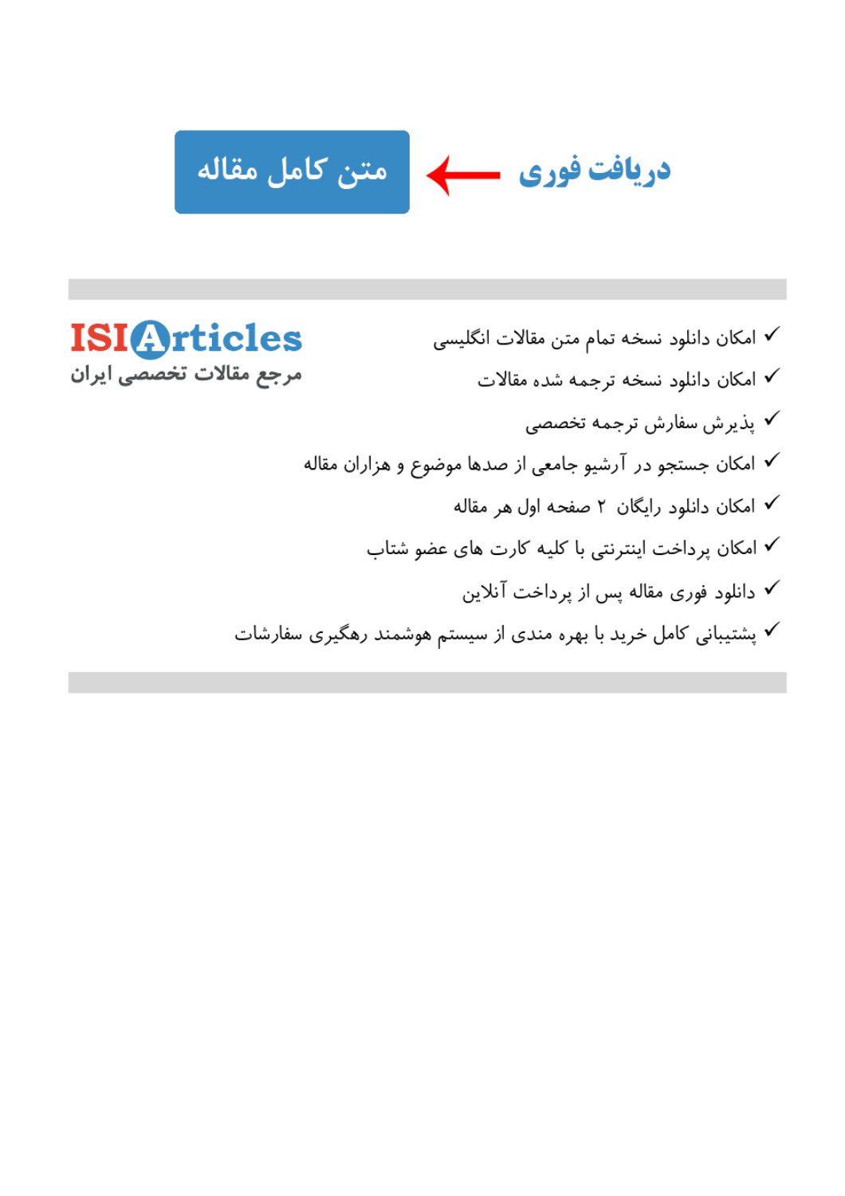دریافت فوری ← متن کامل مقاله

**ISIArticles**
مرجع مقالات تخصصی ایران

- ✓ امکان دانلود نسخه تمام متن مقالات انگلیسی
- ✓ امکان دانلود نسخه ترجمه شده مقالات
- ✓ پذیرش سفارش ترجمه تخصصی
- ✓ امکان جستجو در آرشیو جامعی از صدها موضوع و هزاران مقاله
- ✓ امکان دانلود رایگان ۲ صفحه اول هر مقاله
- ✓ امکان پرداخت اینترنتی با کلیه کارت های عضو شتاب
- ✓ دانلود فوری مقاله پس از پرداخت آنلاین
- ✓ پشتیبانی کامل خرید با بهره مندی از سیستم هوشمند رهگیری سفارشات